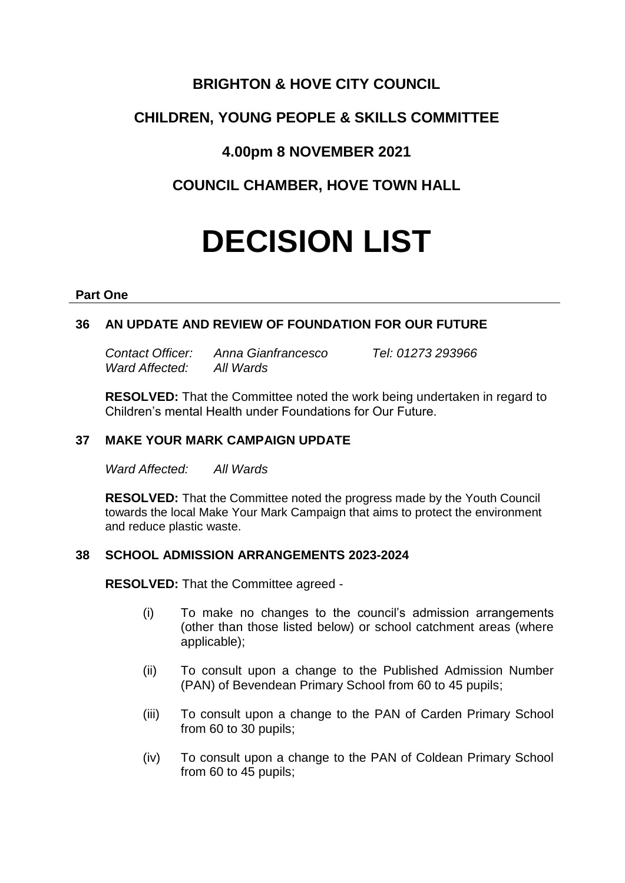# BRIGHTON & HOVE CITY COUNCIL

## CHILDREN, YOUNG PEOPLE & SKILLS COMMITTEE

## 4.00pm 8 NOVEMBER 2021

## COUNCIL CHAMBER, HOVE TOWN HALL

# DECISION LIST

**Part One**

### 36 AN UPDATE AND REVIEW OF FOUNDATION FOR OUR FUTURE

*Contact Officer:* *Anna Gianfrancesco* *Tel: 01273 293966*
*Ward Affected:* *All Wards*

**RESOLVED:** That the Committee noted the work being undertaken in regard to Children's mental Health under Foundations for Our Future.

### 37 MAKE YOUR MARK CAMPAIGN UPDATE

*Ward Affected:* *All Wards*

**RESOLVED:** That the Committee noted the progress made by the Youth Council towards the local Make Your Mark Campaign that aims to protect the environment and reduce plastic waste.

### 38 SCHOOL ADMISSION ARRANGEMENTS 2023-2024

**RESOLVED:** That the Committee agreed -

(i) To make no changes to the council's admission arrangements (other than those listed below) or school catchment areas (where applicable);

(ii) To consult upon a change to the Published Admission Number (PAN) of Bevendean Primary School from 60 to 45 pupils;

(iii) To consult upon a change to the PAN of Carden Primary School from 60 to 30 pupils;

(iv) To consult upon a change to the PAN of Coldean Primary School from 60 to 45 pupils;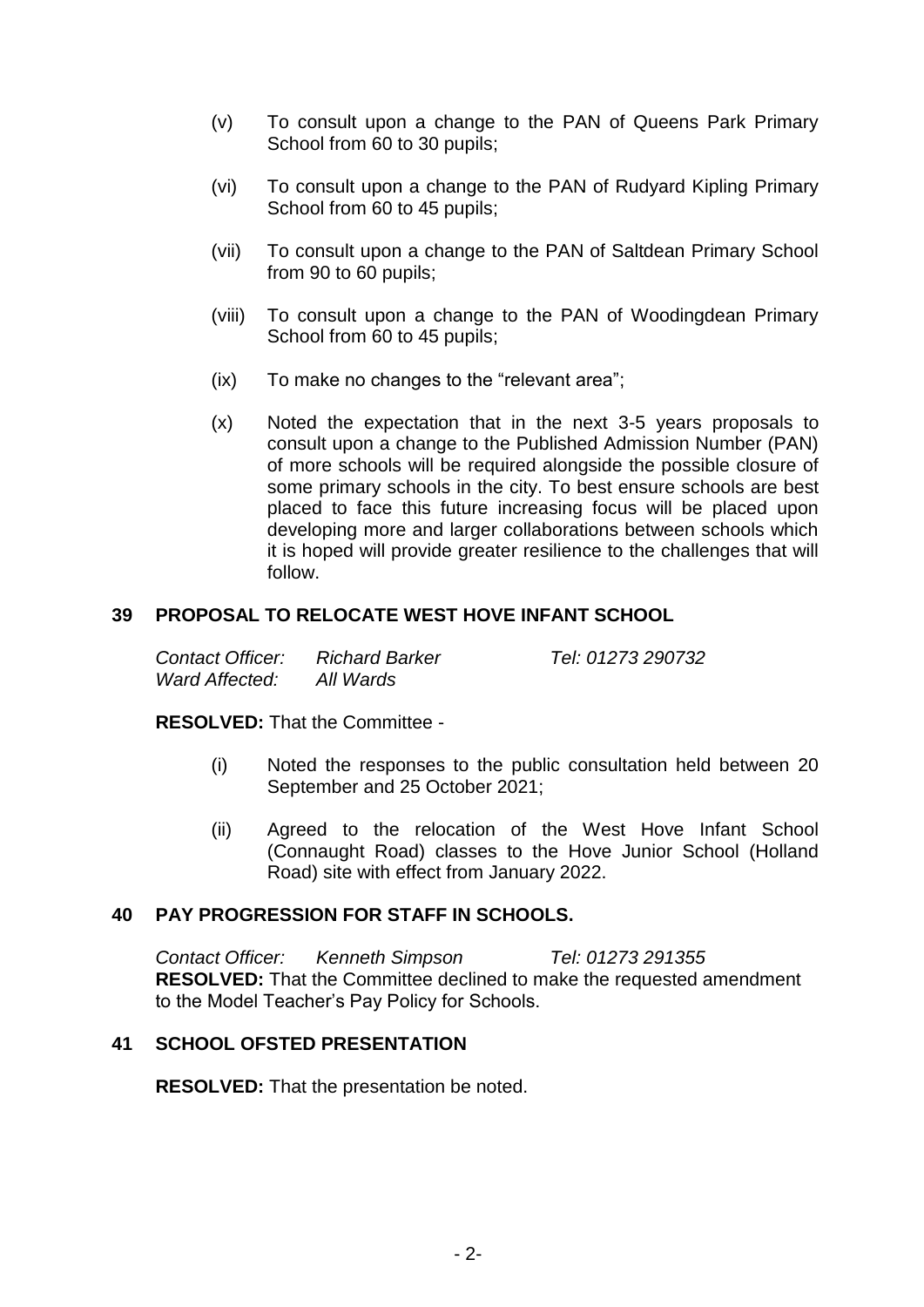(v) To consult upon a change to the PAN of Queens Park Primary School from 60 to 30 pupils;

(vi) To consult upon a change to the PAN of Rudyard Kipling Primary School from 60 to 45 pupils;

(vii) To consult upon a change to the PAN of Saltdean Primary School from 90 to 60 pupils;

(viii) To consult upon a change to the PAN of Woodingdean Primary School from 60 to 45 pupils;

(ix) To make no changes to the "relevant area";

(x) Noted the expectation that in the next 3-5 years proposals to consult upon a change to the Published Admission Number (PAN) of more schools will be required alongside the possible closure of some primary schools in the city. To best ensure schools are best placed to face this future increasing focus will be placed upon developing more and larger collaborations between schools which it is hoped will provide greater resilience to the challenges that will follow.

## 39 PROPOSAL TO RELOCATE WEST HOVE INFANT SCHOOL

*Contact Officer:* *Richard Barker* *Tel: 01273 290732*
*Ward Affected:* *All Wards*

**RESOLVED:** That the Committee -

(i) Noted the responses to the public consultation held between 20 September and 25 October 2021;

(ii) Agreed to the relocation of the West Hove Infant School (Connaught Road) classes to the Hove Junior School (Holland Road) site with effect from January 2022.

## 40 PAY PROGRESSION FOR STAFF IN SCHOOLS.

*Contact Officer:* *Kenneth Simpson* *Tel: 01273 291355*
**RESOLVED:** That the Committee declined to make the requested amendment to the Model Teacher's Pay Policy for Schools.

## 41 SCHOOL OFSTED PRESENTATION

**RESOLVED:** That the presentation be noted.